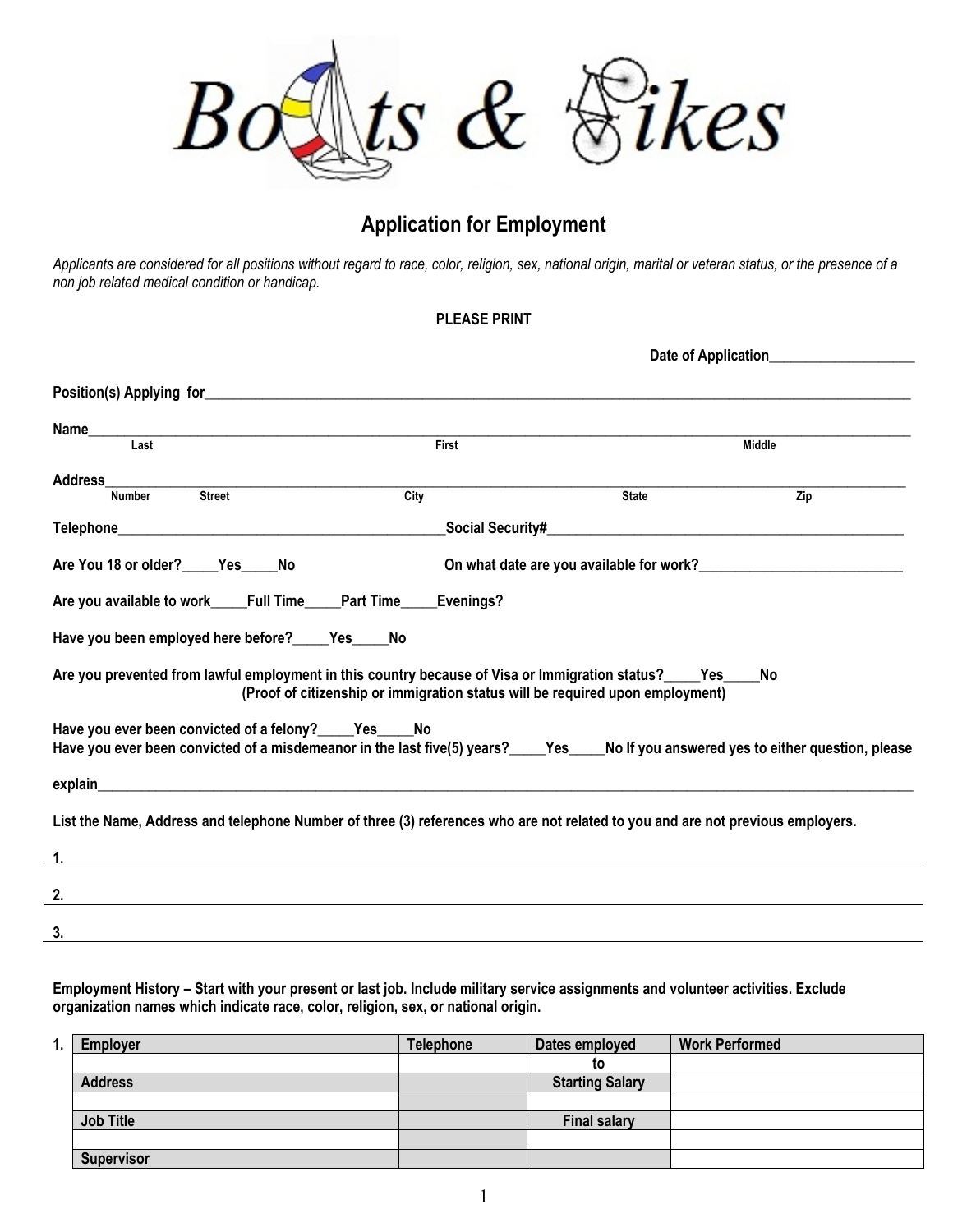# Boats & Bikes

## Application for Employment

*Applicants are considered for all positions without regard to race, color, religion, sex, national origin, marital or veteran status, or the presence of a non job related medical condition or handicap.*

**PLEASE PRINT**

**Date of Application**____________________

**Position(s) Applying for**____________________________________________________________________________________________

**Name**________________________________________________________________________________________________________
Last First Middle

**Address**______________________________________________________________________________________________________
Number Street City State Zip

**Telephone**____________________________________________**Social Security#**_________________________________________________

**Are You 18 or older?**_____**Yes**_____**No** **On what date are you available for work?**____________________________

**Are you available to work**_____**Full Time**_____**Part Time**_____**Evenings?**

**Have you been employed here before?**_____**Yes**_____**No**

**Are you prevented from lawful employment in this country because of Visa or Immigration status?**_____**Yes**_____**No**
**(Proof of citizenship or immigration status will be required upon employment)**

**Have you ever been convicted of a felony?**_____**Yes**_____**No**
**Have you ever been convicted of a misdemeanor in the last five(5) years?**_____**Yes**_____**No If you answered yes to either question, please explain**__________________________________________________________________________________________________________

**List the Name, Address and telephone Number of three (3) references who are not related to you and are not previous employers.**

**1.** ______________________________________________________________________________________________________________

**2.** ______________________________________________________________________________________________________________

**3.** ______________________________________________________________________________________________________________

**Employment History – Start with your present or last job. Include military service assignments and volunteer activities. Exclude organization names which indicate race, color, religion, sex, or national origin.**

**1.**

| Employer | Telephone | Dates employed | Work Performed |
| --- | --- | --- | --- |
| | | to | |
| **Address** | | **Starting Salary** | |
| | | | |
| **Job Title** | | **Final salary** | |
| | | | |
| **Supervisor** | | | |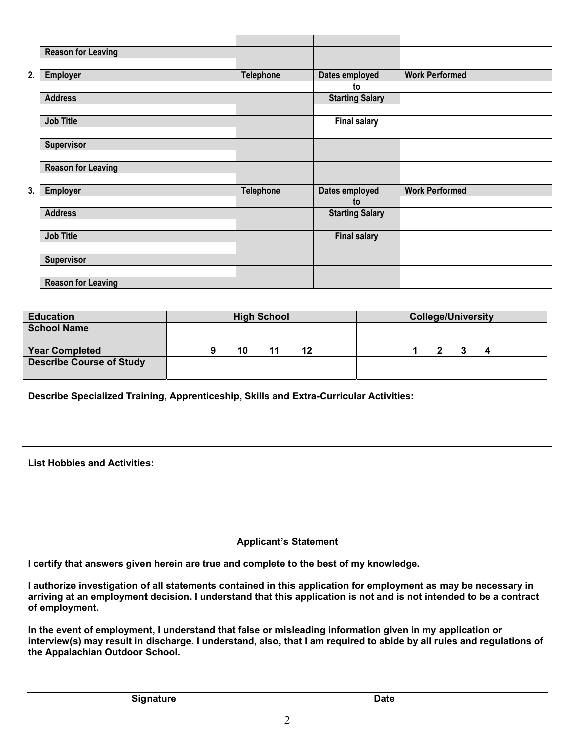| | | | | |
|---|---|---|---|---|
| | | | | |
| | Reason for Leaving | | | |
| | | | | |
| 2. | Employer | Telephone | Dates employed | Work Performed |
| | | | to | |
| | Address | | Starting Salary | |
| | | | | |
| | Job Title | | Final salary | |
| | | | | |
| | Supervisor | | | |
| | | | | |
| | Reason for Leaving | | | |
| | | | | |
| 3. | Employer | Telephone | Dates employed | Work Performed |
| | | | to | |
| | Address | | Starting Salary | |
| | | | | |
| | Job Title | | Final salary | |
| | | | | |
| | Supervisor | | | |
| | | | | |
| | Reason for Leaving | | | |

| Education | High School | College/University |
|---|---|---|
| School Name | | |
| Year Completed | 9 10 11 12 | 1 2 3 4 |
| Describe Course of Study | | |

**Describe Specialized Training, Apprenticeship, Skills and Extra-Curricular Activities:**

---

---

**List Hobbies and Activities:**

---

---

**Applicant's Statement**

**I certify that answers given herein are true and complete to the best of my knowledge.**

**I authorize investigation of all statements contained in this application for employment as may be necessary in arriving at an employment decision. I understand that this application is not and is not intended to be a contract of employment.**

**In the event of employment, I understand that false or misleading information given in my application or interview(s) may result in discharge. I understand, also, that I am required to abide by all rules and regulations of the Appalachian Outdoor School.**

---

**Signature** **Date**